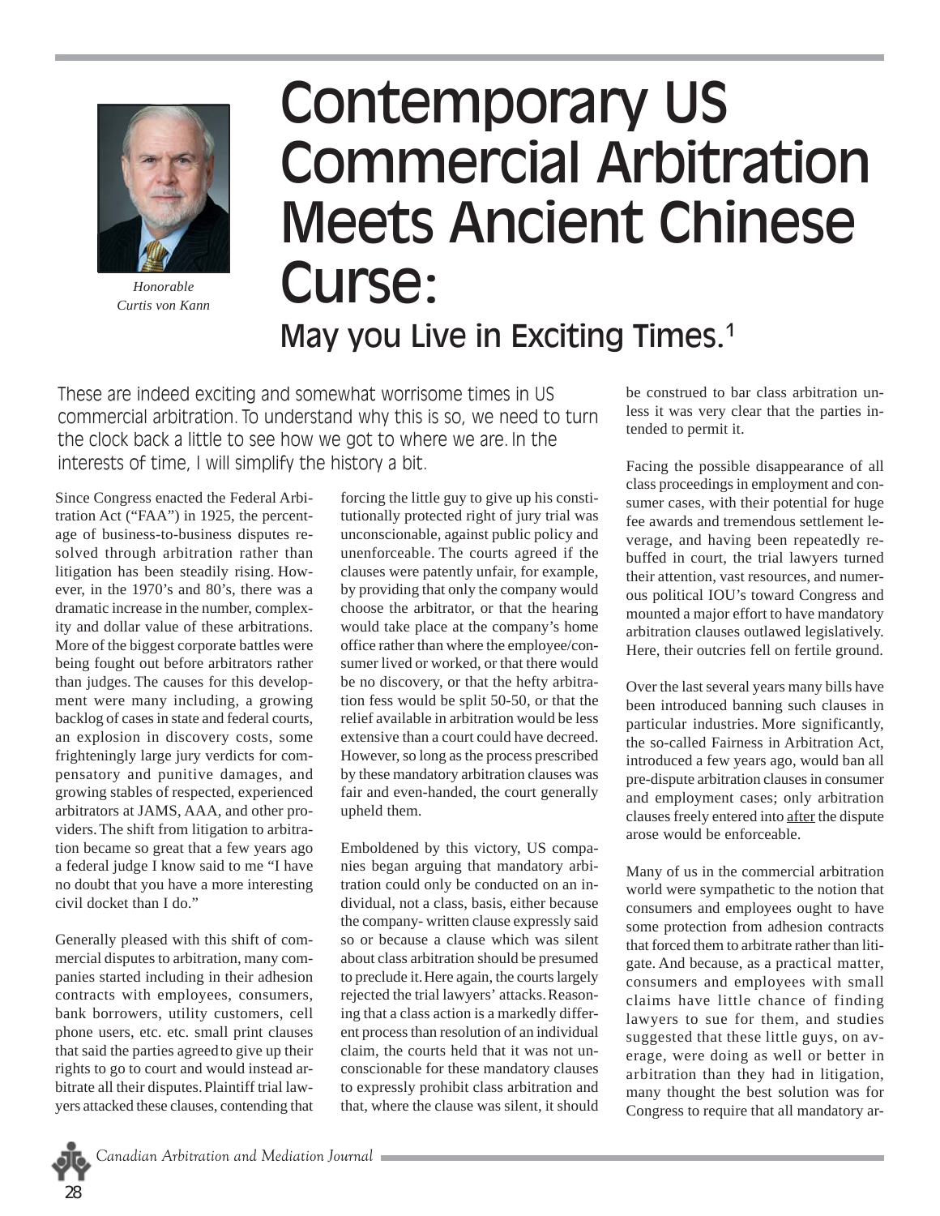# Contemporary US Commercial Arbitration Meets Ancient Chinese Curse:

## May you Live in Exciting Times.[1]

*Honorable Curtis von Kann*

These are indeed exciting and somewhat worrisome times in US commercial arbitration. To understand why this is so, we need to turn the clock back a little to see how we got to where we are. In the interests of time, I will simplify the history a bit.

Since Congress enacted the Federal Arbitration Act ("FAA") in 1925, the percentage of business-to-business disputes resolved through arbitration rather than litigation has been steadily rising. However, in the 1970's and 80's, there was a dramatic increase in the number, complexity and dollar value of these arbitrations. More of the biggest corporate battles were being fought out before arbitrators rather than judges. The causes for this development were many including, a growing backlog of cases in state and federal courts, an explosion in discovery costs, some frighteningly large jury verdicts for compensatory and punitive damages, and growing stables of respected, experienced arbitrators at JAMS, AAA, and other providers. The shift from litigation to arbitration became so great that a few years ago a federal judge I know said to me "I have no doubt that you have a more interesting civil docket than I do."

Generally pleased with this shift of commercial disputes to arbitration, many companies started including in their adhesion contracts with employees, consumers, bank borrowers, utility customers, cell phone users, etc. etc. small print clauses that said the parties agreed to give up their rights to go to court and would instead arbitrate all their disputes. Plaintiff trial lawyers attacked these clauses, contending that forcing the little guy to give up his constitutionally protected right of jury trial was unconscionable, against public policy and unenforceable. The courts agreed if the clauses were patently unfair, for example, by providing that only the company would choose the arbitrator, or that the hearing would take place at the company's home office rather than where the employee/consumer lived or worked, or that there would be no discovery, or that the hefty arbitration fess would be split 50-50, or that the relief available in arbitration would be less extensive than a court could have decreed. However, so long as the process prescribed by these mandatory arbitration clauses was fair and even-handed, the court generally upheld them.

Emboldened by this victory, US companies began arguing that mandatory arbitration could only be conducted on an individual, not a class, basis, either because the company- written clause expressly said so or because a clause which was silent about class arbitration should be presumed to preclude it. Here again, the courts largely rejected the trial lawyers' attacks. Reasoning that a class action is a markedly different process than resolution of an individual claim, the courts held that it was not unconscionable for these mandatory clauses to expressly prohibit class arbitration and that, where the clause was silent, it should be construed to bar class arbitration unless it was very clear that the parties intended to permit it.

Facing the possible disappearance of all class proceedings in employment and consumer cases, with their potential for huge fee awards and tremendous settlement leverage, and having been repeatedly rebuffed in court, the trial lawyers turned their attention, vast resources, and numerous political IOU's toward Congress and mounted a major effort to have mandatory arbitration clauses outlawed legislatively. Here, their outcries fell on fertile ground.

Over the last several years many bills have been introduced banning such clauses in particular industries. More significantly, the so-called Fairness in Arbitration Act, introduced a few years ago, would ban all pre-dispute arbitration clauses in consumer and employment cases; only arbitration clauses freely entered into after the dispute arose would be enforceable.

Many of us in the commercial arbitration world were sympathetic to the notion that consumers and employees ought to have some protection from adhesion contracts that forced them to arbitrate rather than litigate. And because, as a practical matter, consumers and employees with small claims have little chance of finding lawyers to sue for them, and studies suggested that these little guys, on average, were doing as well or better in arbitration than they had in litigation, many thought the best solution was for Congress to require that all mandatory ar-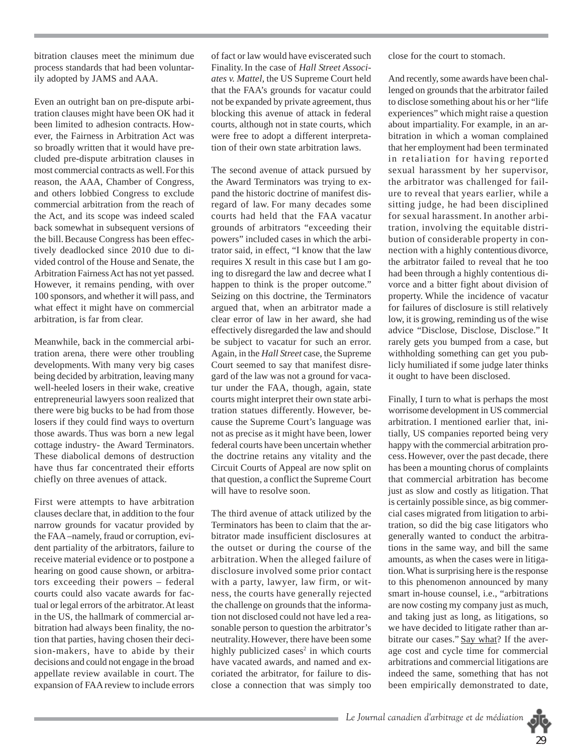bitration clauses meet the minimum due process standards that had been voluntarily adopted by JAMS and AAA.

Even an outright ban on pre-dispute arbitration clauses might have been OK had it been limited to adhesion contracts. However, the Fairness in Arbitration Act was so broadly written that it would have precluded pre-dispute arbitration clauses in most commercial contracts as well. For this reason, the AAA, Chamber of Congress, and others lobbied Congress to exclude commercial arbitration from the reach of the Act, and its scope was indeed scaled back somewhat in subsequent versions of the bill. Because Congress has been effectively deadlocked since 2010 due to divided control of the House and Senate, the Arbitration Fairness Act has not yet passed. However, it remains pending, with over 100 sponsors, and whether it will pass, and what effect it might have on commercial arbitration, is far from clear.

Meanwhile, back in the commercial arbitration arena, there were other troubling developments. With many very big cases being decided by arbitration, leaving many well-heeled losers in their wake, creative entrepreneurial lawyers soon realized that there were big bucks to be had from those losers if they could find ways to overturn those awards. Thus was born a new legal cottage industry- the Award Terminators. These diabolical demons of destruction have thus far concentrated their efforts chiefly on three avenues of attack.

First were attempts to have arbitration clauses declare that, in addition to the four narrow grounds for vacatur provided by the FAA –namely, fraud or corruption, evident partiality of the arbitrators, failure to receive material evidence or to postpone a hearing on good cause shown, or arbitrators exceeding their powers – federal courts could also vacate awards for factual or legal errors of the arbitrator. At least in the US, the hallmark of commercial arbitration had always been finality, the notion that parties, having chosen their decision-makers, have to abide by their decisions and could not engage in the broad appellate review available in court. The expansion of FAA review to include errors of fact or law would have eviscerated such Finality. In the case of *Hall Street Associates v. Mattel*, the US Supreme Court held that the FAA's grounds for vacatur could not be expanded by private agreement, thus blocking this avenue of attack in federal courts, although not in state courts, which were free to adopt a different interpretation of their own state arbitration laws.

The second avenue of attack pursued by the Award Terminators was trying to expand the historic doctrine of manifest disregard of law. For many decades some courts had held that the FAA vacatur grounds of arbitrators "exceeding their powers" included cases in which the arbitrator said, in effect, "I know that the law requires X result in this case but I am going to disregard the law and decree what I happen to think is the proper outcome." Seizing on this doctrine, the Terminators argued that, when an arbitrator made a clear error of law in her award, she had effectively disregarded the law and should be subject to vacatur for such an error. Again, in the *Hall Street* case, the Supreme Court seemed to say that manifest disregard of the law was not a ground for vacatur under the FAA, though, again, state courts might interpret their own state arbitration statues differently. However, because the Supreme Court's language was not as precise as it might have been, lower federal courts have been uncertain whether the doctrine retains any vitality and the Circuit Courts of Appeal are now split on that question, a conflict the Supreme Court will have to resolve soon.

The third avenue of attack utilized by the Terminators has been to claim that the arbitrator made insufficient disclosures at the outset or during the course of the arbitration. When the alleged failure of disclosure involved some prior contact with a party, lawyer, law firm, or witness, the courts have generally rejected the challenge on grounds that the information not disclosed could not have led a reasonable person to question the arbitrator's neutrality. However, there have been some highly publicized cases[2] in which courts have vacated awards, and named and excoriated the arbitrator, for failure to disclose a connection that was simply too close for the court to stomach.

And recently, some awards have been challenged on grounds that the arbitrator failed to disclose something about his or her "life experiences" which might raise a question about impartiality. For example, in an arbitration in which a woman complained that her employment had been terminated in retaliation for having reported sexual harassment by her supervisor, the arbitrator was challenged for failure to reveal that years earlier, while a sitting judge, he had been disciplined for sexual harassment. In another arbitration, involving the equitable distribution of considerable property in connection with a highly contentious divorce, the arbitrator failed to reveal that he too had been through a highly contentious divorce and a bitter fight about division of property. While the incidence of vacatur for failures of disclosure is still relatively low, it is growing, reminding us of the wise advice "Disclose, Disclose, Disclose." It rarely gets you bumped from a case, but withholding something can get you publicly humiliated if some judge later thinks it ought to have been disclosed.

Finally, I turn to what is perhaps the most worrisome development in US commercial arbitration. I mentioned earlier that, initially, US companies reported being very happy with the commercial arbitration process. However, over the past decade, there has been a mounting chorus of complaints that commercial arbitration has become just as slow and costly as litigation. That is certainly possible since, as big commercial cases migrated from litigation to arbitration, so did the big case litigators who generally wanted to conduct the arbitrations in the same way, and bill the same amounts, as when the cases were in litigation. What is surprising here is the response to this phenomenon announced by many smart in-house counsel, i.e., "arbitrations are now costing my company just as much, and taking just as long, as litigations, so we have decided to litigate rather than arbitrate our cases." <u>Say what</u>? If the average cost and cycle time for commercial arbitrations and commercial litigations are indeed the same, something that has not been empirically demonstrated to date,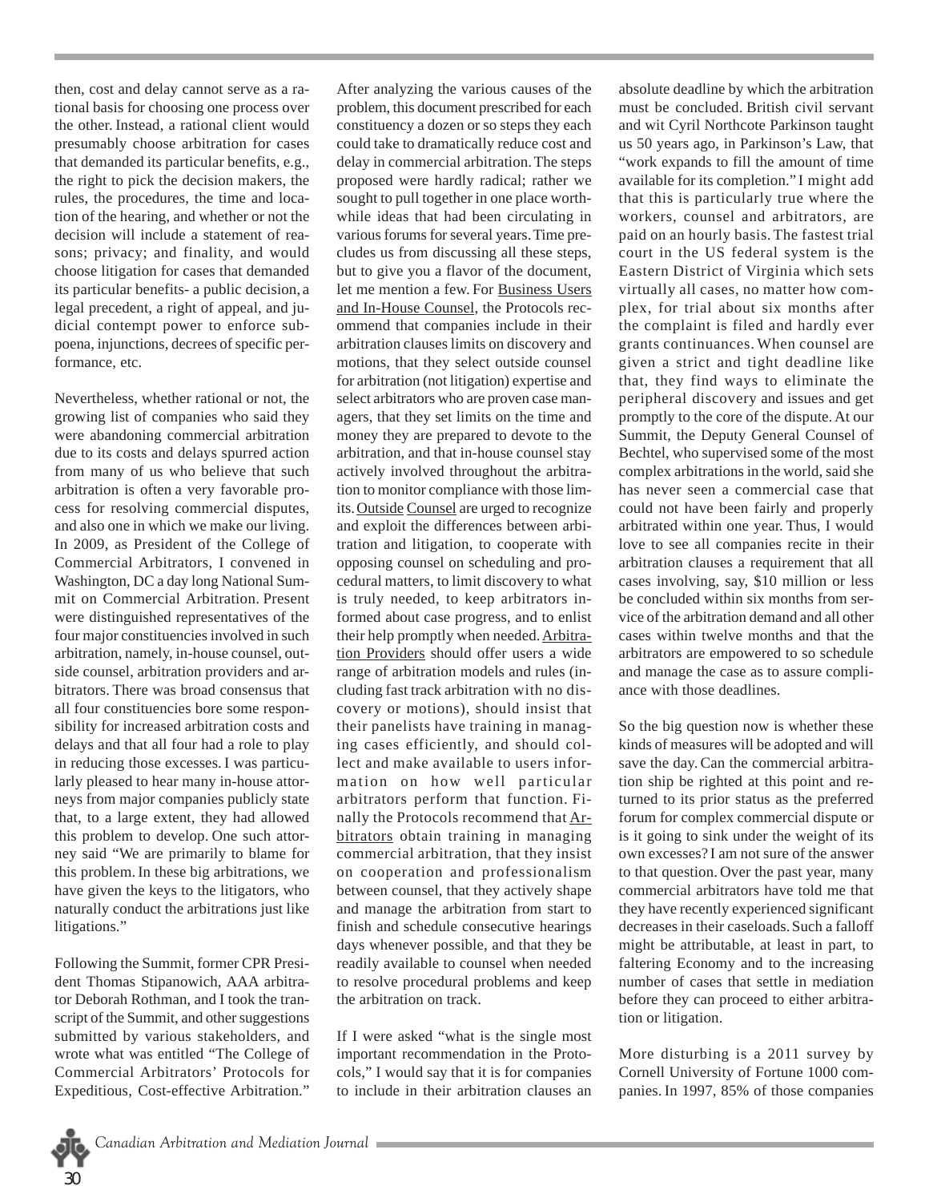then, cost and delay cannot serve as a rational basis for choosing one process over the other. Instead, a rational client would presumably choose arbitration for cases that demanded its particular benefits, e.g., the right to pick the decision makers, the rules, the procedures, the time and location of the hearing, and whether or not the decision will include a statement of reasons; privacy; and finality, and would choose litigation for cases that demanded its particular benefits- a public decision, a legal precedent, a right of appeal, and judicial contempt power to enforce subpoena, injunctions, decrees of specific performance, etc.

Nevertheless, whether rational or not, the growing list of companies who said they were abandoning commercial arbitration due to its costs and delays spurred action from many of us who believe that such arbitration is often a very favorable process for resolving commercial disputes, and also one in which we make our living. In 2009, as President of the College of Commercial Arbitrators, I convened in Washington, DC a day long National Summit on Commercial Arbitration. Present were distinguished representatives of the four major constituencies involved in such arbitration, namely, in-house counsel, outside counsel, arbitration providers and arbitrators. There was broad consensus that all four constituencies bore some responsibility for increased arbitration costs and delays and that all four had a role to play in reducing those excesses. I was particularly pleased to hear many in-house attorneys from major companies publicly state that, to a large extent, they had allowed this problem to develop. One such attorney said "We are primarily to blame for this problem. In these big arbitrations, we have given the keys to the litigators, who naturally conduct the arbitrations just like litigations."

Following the Summit, former CPR President Thomas Stipanowich, AAA arbitrator Deborah Rothman, and I took the transcript of the Summit, and other suggestions submitted by various stakeholders, and wrote what was entitled "The College of Commercial Arbitrators' Protocols for Expeditious, Cost-effective Arbitration." After analyzing the various causes of the problem, this document prescribed for each constituency a dozen or so steps they each could take to dramatically reduce cost and delay in commercial arbitration. The steps proposed were hardly radical; rather we sought to pull together in one place worthwhile ideas that had been circulating in various forums for several years. Time precludes us from discussing all these steps, but to give you a flavor of the document, let me mention a few. For Business Users and In-House Counsel, the Protocols recommend that companies include in their arbitration clauses limits on discovery and motions, that they select outside counsel for arbitration (not litigation) expertise and select arbitrators who are proven case managers, that they set limits on the time and money they are prepared to devote to the arbitration, and that in-house counsel stay actively involved throughout the arbitration to monitor compliance with those limits. Outside Counsel are urged to recognize and exploit the differences between arbitration and litigation, to cooperate with opposing counsel on scheduling and procedural matters, to limit discovery to what is truly needed, to keep arbitrators informed about case progress, and to enlist their help promptly when needed. Arbitration Providers should offer users a wide range of arbitration models and rules (including fast track arbitration with no discovery or motions), should insist that their panelists have training in managing cases efficiently, and should collect and make available to users information on how well particular arbitrators perform that function. Finally the Protocols recommend that Arbitrators obtain training in managing commercial arbitration, that they insist on cooperation and professionalism between counsel, that they actively shape and manage the arbitration from start to finish and schedule consecutive hearings days whenever possible, and that they be readily available to counsel when needed to resolve procedural problems and keep the arbitration on track.

If I were asked "what is the single most important recommendation in the Protocols," I would say that it is for companies to include in their arbitration clauses an absolute deadline by which the arbitration must be concluded. British civil servant and wit Cyril Northcote Parkinson taught us 50 years ago, in Parkinson's Law, that "work expands to fill the amount of time available for its completion." I might add that this is particularly true where the workers, counsel and arbitrators, are paid on an hourly basis. The fastest trial court in the US federal system is the Eastern District of Virginia which sets virtually all cases, no matter how complex, for trial about six months after the complaint is filed and hardly ever grants continuances. When counsel are given a strict and tight deadline like that, they find ways to eliminate the peripheral discovery and issues and get promptly to the core of the dispute. At our Summit, the Deputy General Counsel of Bechtel, who supervised some of the most complex arbitrations in the world, said she has never seen a commercial case that could not have been fairly and properly arbitrated within one year. Thus, I would love to see all companies recite in their arbitration clauses a requirement that all cases involving, say, $10 million or less be concluded within six months from service of the arbitration demand and all other cases within twelve months and that the arbitrators are empowered to so schedule and manage the case as to assure compliance with those deadlines.

So the big question now is whether these kinds of measures will be adopted and will save the day. Can the commercial arbitration ship be righted at this point and returned to its prior status as the preferred forum for complex commercial dispute or is it going to sink under the weight of its own excesses? I am not sure of the answer to that question. Over the past year, many commercial arbitrators have told me that they have recently experienced significant decreases in their caseloads. Such a falloff might be attributable, at least in part, to faltering Economy and to the increasing number of cases that settle in mediation before they can proceed to either arbitration or litigation.

More disturbing is a 2011 survey by Cornell University of Fortune 1000 companies. In 1997, 85% of those companies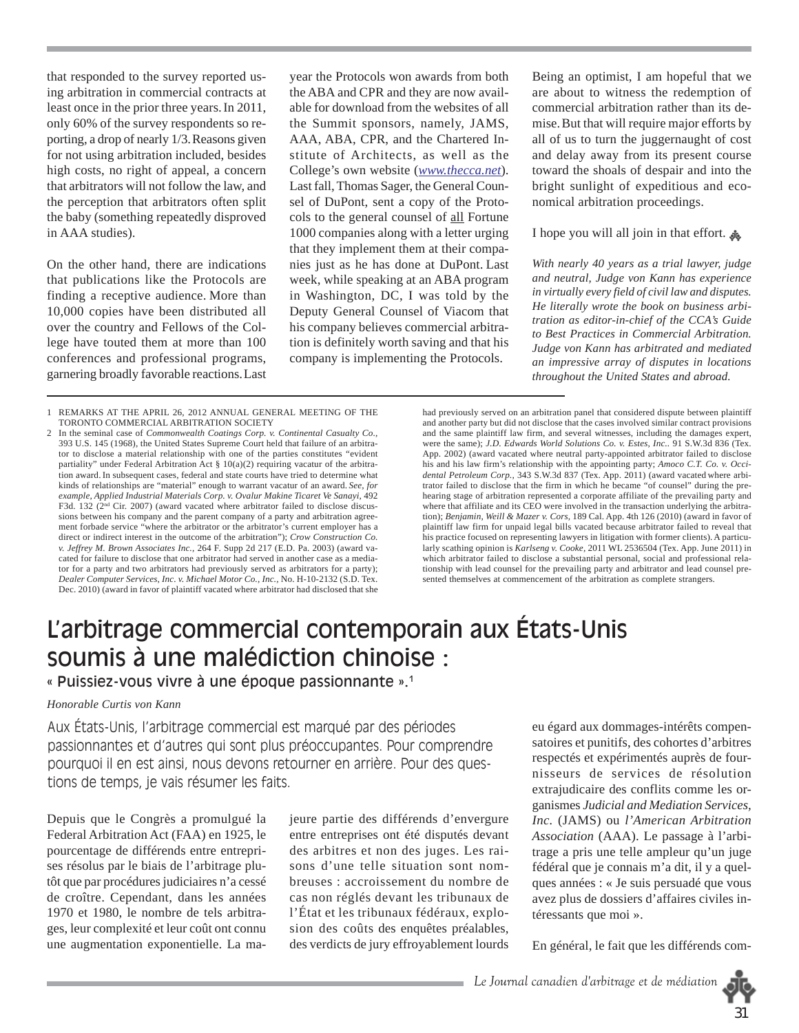that responded to the survey reported using arbitration in commercial contracts at least once in the prior three years. In 2011, only 60% of the survey respondents so reporting, a drop of nearly 1/3. Reasons given for not using arbitration included, besides high costs, no right of appeal, a concern that arbitrators will not follow the law, and the perception that arbitrators often split the baby (something repeatedly disproved in AAA studies).

On the other hand, there are indications that publications like the Protocols are finding a receptive audience. More than 10,000 copies have been distributed all over the country and Fellows of the College have touted them at more than 100 conferences and professional programs, garnering broadly favorable reactions. Last year the Protocols won awards from both the ABA and CPR and they are now available for download from the websites of all the Summit sponsors, namely, JAMS, AAA, ABA, CPR, and the Chartered Institute of Architects, as well as the College's own website (*www.thecca.net*). Last fall, Thomas Sager, the General Counsel of DuPont, sent a copy of the Protocols to the general counsel of all Fortune 1000 companies along with a letter urging that they implement them at their companies just as he has done at DuPont. Last week, while speaking at an ABA program in Washington, DC, I was told by the Deputy General Counsel of Viacom that his company believes commercial arbitration is definitely worth saving and that his company is implementing the Protocols.

Being an optimist, I am hopeful that we are about to witness the redemption of commercial arbitration rather than its demise. But that will require major efforts by all of us to turn the juggernaught of cost and delay away from its present course toward the shoals of despair and into the bright sunlight of expeditious and economical arbitration proceedings.

I hope you will all join in that effort.

*With nearly 40 years as a trial lawyer, judge and neutral, Judge von Kann has experience in virtually every field of civil law and disputes. He literally wrote the book on business arbitration as editor-in-chief of the CCA's Guide to Best Practices in Commercial Arbitration. Judge von Kann has arbitrated and mediated an impressive array of disputes in locations throughout the United States and abroad.*

---

1 REMARKS AT THE APRIL 26, 2012 ANNUAL GENERAL MEETING OF THE TORONTO COMMERCIAL ARBITRATION SOCIETY

2 In the seminal case of *Commonwealth Coatings Corp. v. Continental Casualty Co.*, 393 U.S. 145 (1968), the United States Supreme Court held that failure of an arbitrator to disclose a material relationship with one of the parties constitutes "evident partiality" under Federal Arbitration Act § 10(a)(2) requiring vacatur of the arbitration award. In subsequent cases, federal and state courts have tried to determine what kinds of relationships are "material" enough to warrant vacatur of an award. *See, for example, Applied Industrial Materials Corp. v. Ovalur Makine Ticaret Ve Sanayi*, 492 F3d. 132 (2nd Cir. 2007) (award vacated where arbitrator failed to disclose discussions between his company and the parent company of a party and arbitration agreement forbade service "where the arbitrator or the arbitrator's current employer has a direct or indirect interest in the outcome of the arbitration"); *Crow Construction Co. v. Jeffrey M. Brown Associates Inc.*, 264 F. Supp 2d 217 (E.D. Pa. 2003) (award vacated for failure to disclose that one arbitrator had served in another case as a mediator for a party and two arbitrators had previously served as arbitrators for a party); *Dealer Computer Services, Inc. v. Michael Motor Co., Inc.*, No. H-10-2132 (S.D. Tex. Dec. 2010) (award in favor of plaintiff vacated where arbitrator had disclosed that she had previously served on an arbitration panel that considered dispute between plaintiff and another party but did not disclose that the cases involved similar contract provisions and the same plaintiff law firm, and several witnesses, including the damages expert, were the same); *J.D. Edwards World Solutions Co. v. Estes, Inc.*. 91 S.W.3d 836 (Tex. App. 2002) (award vacated where neutral party-appointed arbitrator failed to disclose his and his law firm's relationship with the appointing party; *Amoco C.T. Co. v. Occidental Petroleum Corp.*, 343 S.W.3d 837 (Tex. App. 2011) (award vacated where arbitrator failed to disclose that the firm in which he became "of counsel" during the prehearing stage of arbitration represented a corporate affiliate of the prevailing party and where that affiliate and its CEO were involved in the transaction underlying the arbitration); *Benjamin, Weill & Mazer v. Cors*, 189 Cal. App. 4th 126 (2010) (award in favor of plaintiff law firm for unpaid legal bills vacated because arbitrator failed to reveal that his practice focused on representing lawyers in litigation with former clients). A particularly scathing opinion is *Karlseng v. Cooke*, 2011 WL 2536504 (Tex. App. June 2011) in which arbitrator failed to disclose a substantial personal, social and professional relationship with lead counsel for the prevailing party and arbitrator and lead counsel presented themselves at commencement of the arbitration as complete strangers.

# L'arbitrage commercial contemporain aux États-Unis soumis à une malédiction chinoise :

## « Puissiez-vous vivre à une époque passionnante ».[1]

*Honorable Curtis von Kann*

Aux États-Unis, l'arbitrage commercial est marqué par des périodes passionnantes et d'autres qui sont plus préoccupantes. Pour comprendre pourquoi il en est ainsi, nous devons retourner en arrière. Pour des questions de temps, je vais résumer les faits.

Depuis que le Congrès a promulgué la Federal Arbitration Act (FAA) en 1925, le pourcentage de différends entre entreprises résolus par le biais de l'arbitrage plutôt que par procédures judiciaires n'a cessé de croître. Cependant, dans les années 1970 et 1980, le nombre de tels arbitrages, leur complexité et leur coût ont connu une augmentation exponentielle. La majeure partie des différends d'envergure entre entreprises ont été disputés devant des arbitres et non des juges. Les raisons d'une telle situation sont nombreuses : accroissement du nombre de cas non réglés devant les tribunaux de l'État et les tribunaux fédéraux, explosion des coûts des enquêtes préalables, des verdicts de jury effroyablement lourds eu égard aux dommages-intérêts compensatoires et punitifs, des cohortes d'arbitres respectés et expérimentés auprès de fournisseurs de services de résolution extrajudicaire des conflits comme les organismes *Judicial and Mediation Services, Inc.* (JAMS) ou *l'American Arbitration Association* (AAA). Le passage à l'arbitrage a pris une telle ampleur qu'un juge fédéral que je connais m'a dit, il y a quelques années : « Je suis persuadé que vous avez plus de dossiers d'affaires civiles intéressants que moi ».

En général, le fait que les différends com-